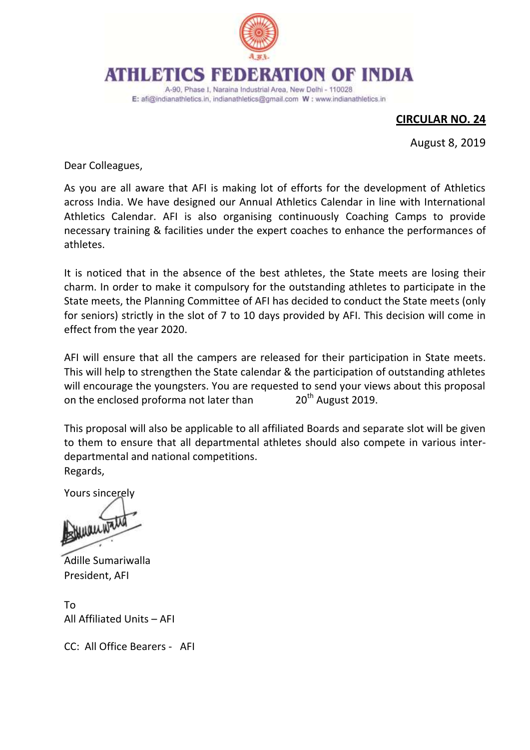# ATHLETICS FEDERATION OF INDIA

A-90, Phase I, Naraina Industrial Area, New Delhi - 110028
E: afi@indianathletics.in, indianathletics@gmail.com W : www.indianathletics.in

**CIRCULAR NO. 24**

August 8, 2019

Dear Colleagues,

As you are all aware that AFI is making lot of efforts for the development of Athletics across India. We have designed our Annual Athletics Calendar in line with International Athletics Calendar. AFI is also organising continuously Coaching Camps to provide necessary training & facilities under the expert coaches to enhance the performances of athletes.

It is noticed that in the absence of the best athletes, the State meets are losing their charm. In order to make it compulsory for the outstanding athletes to participate in the State meets, the Planning Committee of AFI has decided to conduct the State meets (only for seniors) strictly in the slot of 7 to 10 days provided by AFI. This decision will come in effect from the year 2020.

AFI will ensure that all the campers are released for their participation in State meets. This will help to strengthen the State calendar & the participation of outstanding athletes will encourage the youngsters. You are requested to send your views about this proposal on the enclosed proforma not later than 20th August 2019.

This proposal will also be applicable to all affiliated Boards and separate slot will be given to them to ensure that all departmental athletes should also compete in various inter-departmental and national competitions.
Regards,

Yours sincerely

Adille Sumariwalla
President, AFI

To
All Affiliated Units – AFI

CC: All Office Bearers - AFI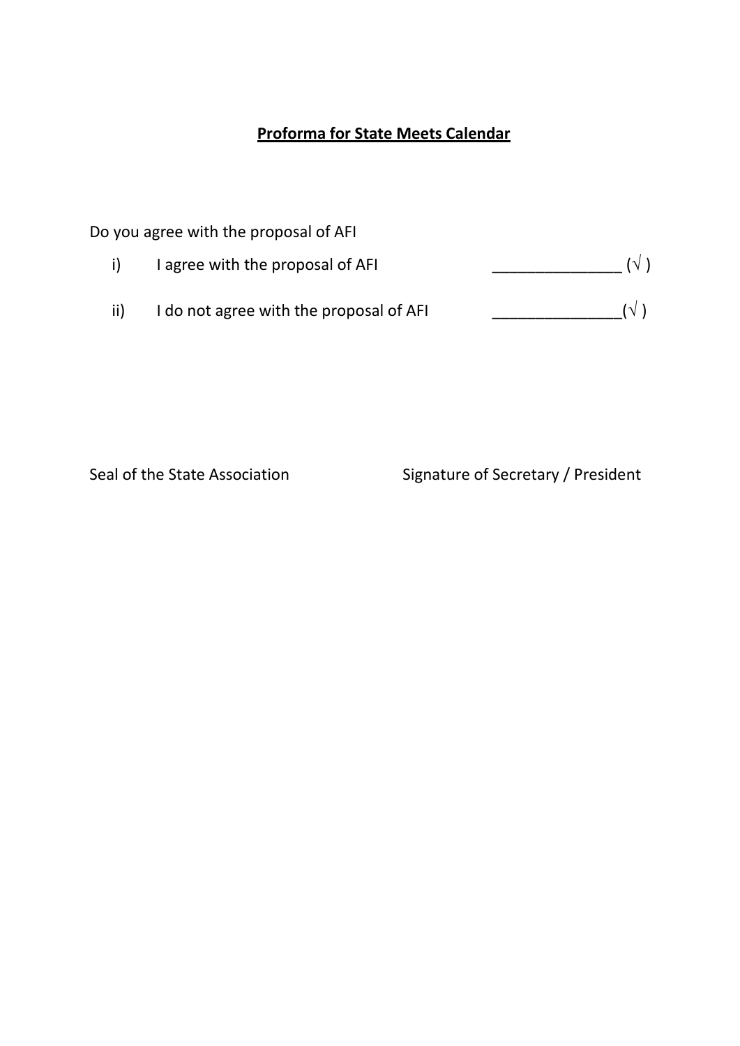**Proforma for State Meets Calendar**

Do you agree with the proposal of AFI

i) I agree with the proposal of AFI _______________ (√ )

ii) I do not agree with the proposal of AFI _______________(√ )

Seal of the State Association Signature of Secretary / President